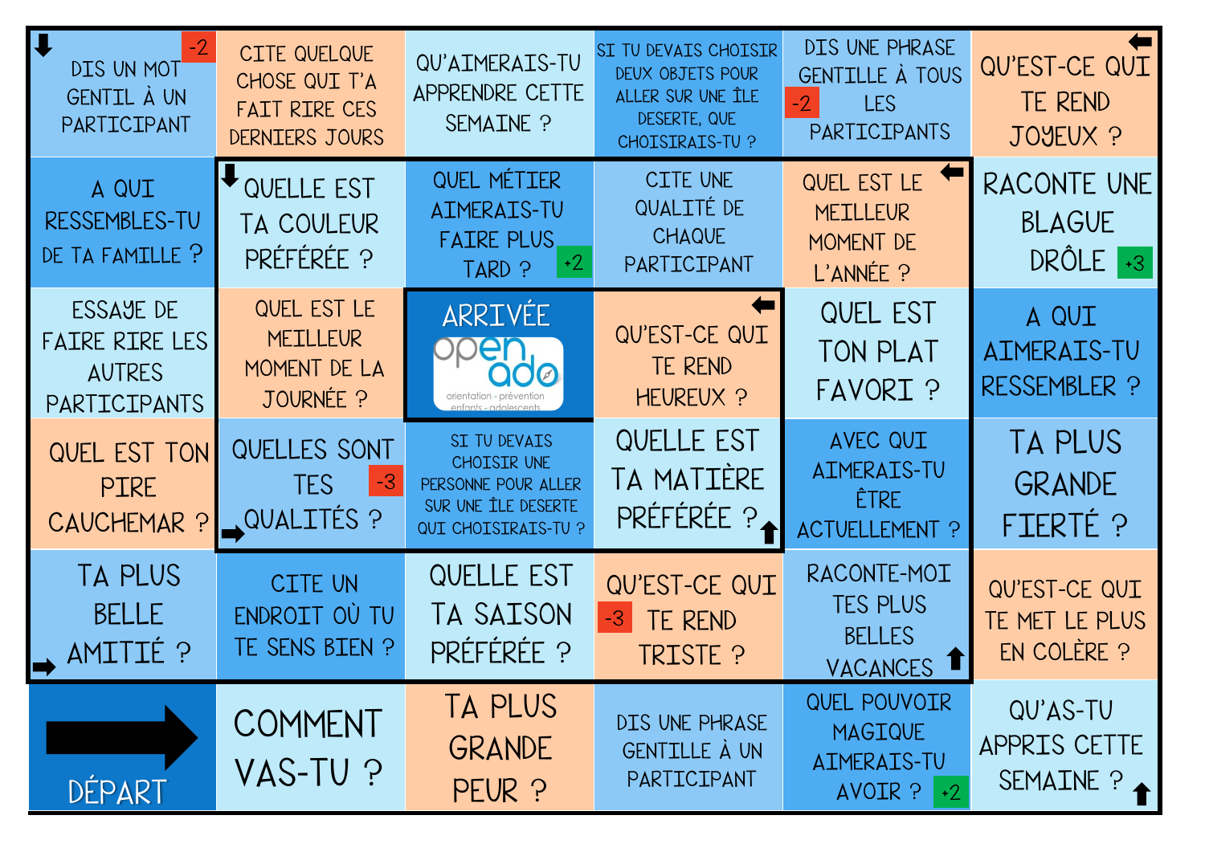| | | | | | |
|---|---|---|---|---|---|
| ↓ DIS UN MOT GENTIL À UN PARTICIPANT -2 | CITE QUELQUE CHOSE QUI T'A FAIT RIRE CES DERNIERS JOURS | QU'AIMERAIS-TU APPRENDRE CETTE SEMAINE ? | SI TU DEVAIS CHOISIR DEUX OBJETS POUR ALLER SUR UNE ÎLE DESERTE, QUE CHOISIRAIS-TU ? | DIS UNE PHRASE GENTILLE À TOUS LES PARTICIPANTS -2 | ← QU'EST-CE QUI TE REND JOYEUX ? |
| A QUI RESSEMBLES-TU DE TA FAMILLE ? | ↓ QUELLE EST TA COULEUR PRÉFÉRÉE ? | QUEL MÉTIER AIMERAIS-TU FAIRE PLUS TARD ? +2 | CITE UNE QUALITÉ DE CHAQUE PARTICIPANT | ← QUEL EST LE MEILLEUR MOMENT DE L'ANNÉE ? | RACONTE UNE BLAGUE DRÔLE +3 |
| ESSAYE DE FAIRE RIRE LES AUTRES PARTICIPANTS | QUEL EST LE MEILLEUR MOMENT DE LA JOURNÉE ? | ARRIVÉE open ado orientation - prévention enfants - adolescents | ← QU'EST-CE QUI TE REND HEUREUX ? | QUEL EST TON PLAT FAVORI ? | A QUI AIMERAIS-TU RESSEMBLER ? |
| QUEL EST TON PIRE CAUCHEMAR ? | QUELLES SONT TES QUALITÉS ? -3 → | SI TU DEVAIS CHOISIR UNE PERSONNE POUR ALLER SUR UNE ÎLE DESERTE QUI CHOISIRAIS-TU ? | QUELLE EST TA MATIÈRE PRÉFÉRÉE ? ↑ | AVEC QUI AIMERAIS-TU ÊTRE ACTUELLEMENT ? | TA PLUS GRANDE FIERTÉ ? |
| TA PLUS BELLE AMITIÉ ? → | CITE UN ENDROIT OÙ TU TE SENS BIEN ? | QUELLE EST TA SAISON PRÉFÉRÉE ? | QU'EST-CE QUI TE REND TRISTE ? -3 | RACONTE-MOI TES PLUS BELLES VACANCES ↑ | QU'EST-CE QUI TE MET LE PLUS EN COLÈRE ? |
| → DÉPART | COMMENT VAS-TU ? | TA PLUS GRANDE PEUR ? | DIS UNE PHRASE GENTILLE À UN PARTICIPANT | QUEL POUVOIR MAGIQUE AIMERAIS-TU AVOIR ? +2 | QU'AS-TU APPRIS CETTE SEMAINE ? ↑ |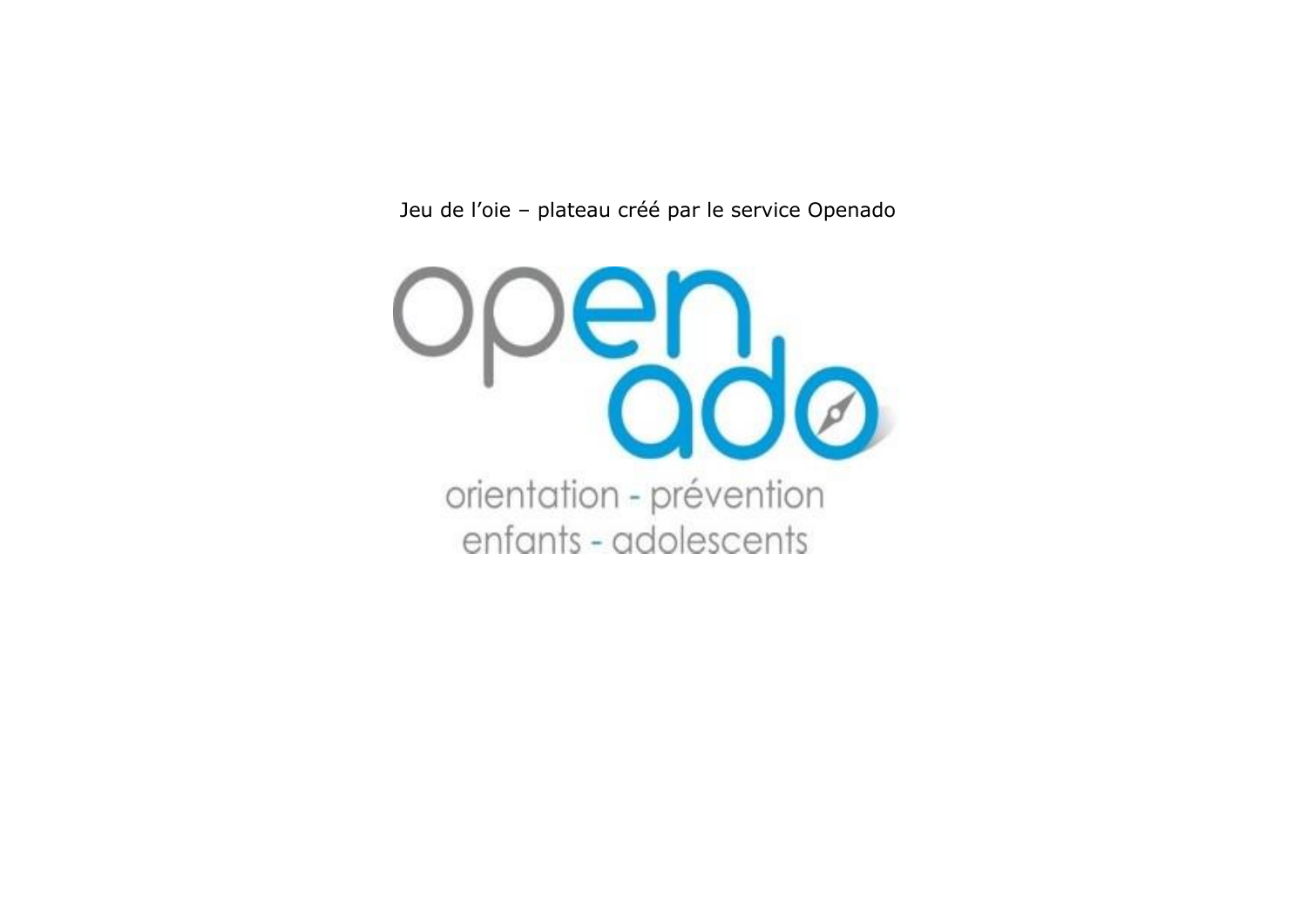Jeu de l'oie – plateau créé par le service Openado

openado

orientation - prévention
enfants - adolescents